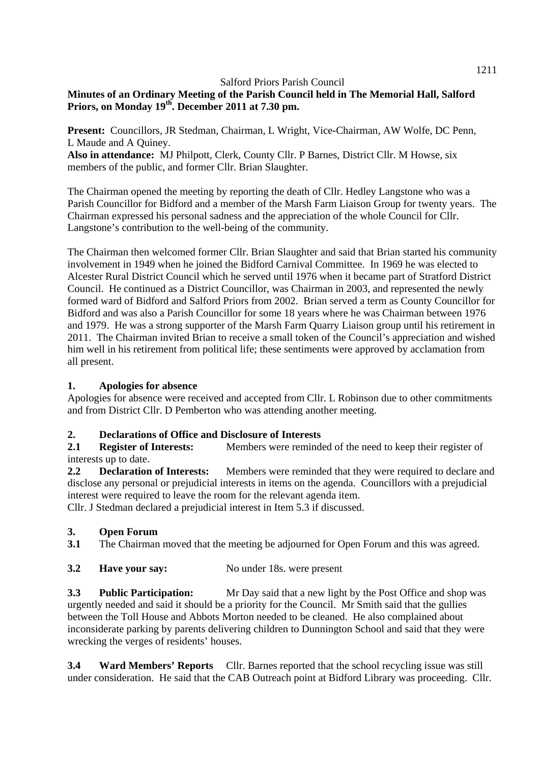Salford Priors Parish Council

**Minutes of an Ordinary Meeting of the Parish Council held in The Memorial Hall, Salford Priors, on Monday 19th. December 2011 at 7.30 pm.**

**Present:** Councillors, JR Stedman, Chairman, L Wright, Vice-Chairman, AW Wolfe, DC Penn, L Maude and A Quiney.

**Also in attendance:** MJ Philpott, Clerk, County Cllr. P Barnes, District Cllr. M Howse, six members of the public, and former Cllr. Brian Slaughter.

The Chairman opened the meeting by reporting the death of Cllr. Hedley Langstone who was a Parish Councillor for Bidford and a member of the Marsh Farm Liaison Group for twenty years. The Chairman expressed his personal sadness and the appreciation of the whole Council for Cllr. Langstone's contribution to the well-being of the community.

The Chairman then welcomed former Cllr. Brian Slaughter and said that Brian started his community involvement in 1949 when he joined the Bidford Carnival Committee. In 1969 he was elected to Alcester Rural District Council which he served until 1976 when it became part of Stratford District Council. He continued as a District Councillor, was Chairman in 2003, and represented the newly formed ward of Bidford and Salford Priors from 2002. Brian served a term as County Councillor for Bidford and was also a Parish Councillor for some 18 years where he was Chairman between 1976 and 1979. He was a strong supporter of the Marsh Farm Quarry Liaison group until his retirement in 2011. The Chairman invited Brian to receive a small token of the Council's appreciation and wished him well in his retirement from political life; these sentiments were approved by acclamation from all present.

## 1. Apologies for absence

Apologies for absence were received and accepted from Cllr. L Robinson due to other commitments and from District Cllr. D Pemberton who was attending another meeting.

## 2. Declarations of Office and Disclosure of Interests

**2.1 Register of Interests:** Members were reminded of the need to keep their register of interests up to date.

**2.2 Declaration of Interests:** Members were reminded that they were required to declare and disclose any personal or prejudicial interests in items on the agenda. Councillors with a prejudicial interest were required to leave the room for the relevant agenda item.

Cllr. J Stedman declared a prejudicial interest in Item 5.3 if discussed.

## 3. Open Forum

**3.1** The Chairman moved that the meeting be adjourned for Open Forum and this was agreed.

**3.2 Have your say:** No under 18s. were present

**3.3 Public Participation:** Mr Day said that a new light by the Post Office and shop was urgently needed and said it should be a priority for the Council. Mr Smith said that the gullies between the Toll House and Abbots Morton needed to be cleaned. He also complained about inconsiderate parking by parents delivering children to Dunnington School and said that they were wrecking the verges of residents' houses.

**3.4 Ward Members' Reports** Cllr. Barnes reported that the school recycling issue was still under consideration. He said that the CAB Outreach point at Bidford Library was proceeding. Cllr.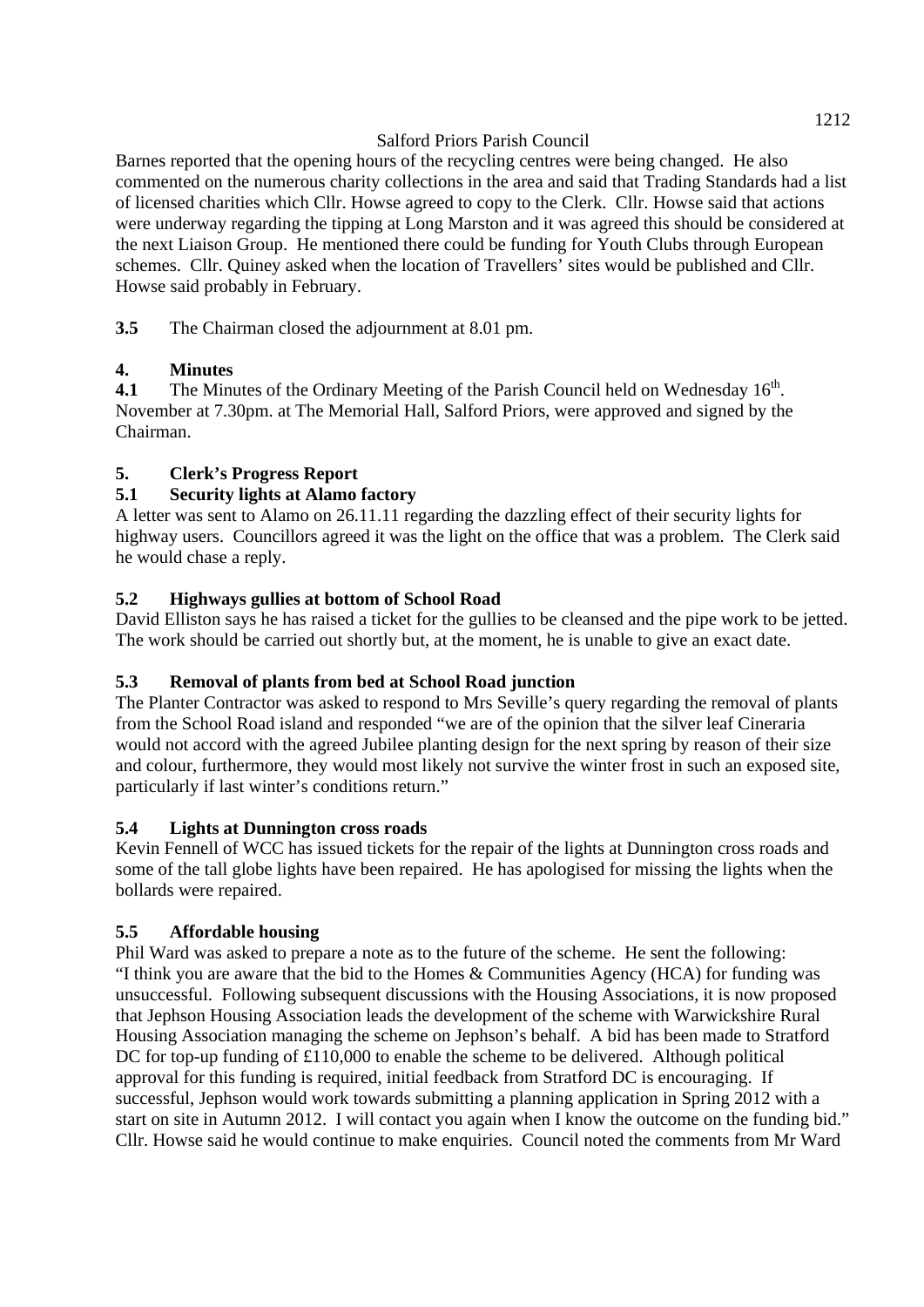Barnes reported that the opening hours of the recycling centres were being changed. He also commented on the numerous charity collections in the area and said that Trading Standards had a list of licensed charities which Cllr. Howse agreed to copy to the Clerk. Cllr. Howse said that actions were underway regarding the tipping at Long Marston and it was agreed this should be considered at the next Liaison Group. He mentioned there could be funding for Youth Clubs through European schemes. Cllr. Quiney asked when the location of Travellers' sites would be published and Cllr. Howse said probably in February.

**3.5** The Chairman closed the adjournment at 8.01 pm.

## 4. Minutes

**4.1** The Minutes of the Ordinary Meeting of the Parish Council held on Wednesday 16th. November at 7.30pm. at The Memorial Hall, Salford Priors, were approved and signed by the Chairman.

## 5. Clerk's Progress Report

### 5.1 Security lights at Alamo factory

A letter was sent to Alamo on 26.11.11 regarding the dazzling effect of their security lights for highway users. Councillors agreed it was the light on the office that was a problem. The Clerk said he would chase a reply.

### 5.2 Highways gullies at bottom of School Road

David Elliston says he has raised a ticket for the gullies to be cleansed and the pipe work to be jetted. The work should be carried out shortly but, at the moment, he is unable to give an exact date.

### 5.3 Removal of plants from bed at School Road junction

The Planter Contractor was asked to respond to Mrs Seville's query regarding the removal of plants from the School Road island and responded "we are of the opinion that the silver leaf Cineraria would not accord with the agreed Jubilee planting design for the next spring by reason of their size and colour, furthermore, they would most likely not survive the winter frost in such an exposed site, particularly if last winter's conditions return."

### 5.4 Lights at Dunnington cross roads

Kevin Fennell of WCC has issued tickets for the repair of the lights at Dunnington cross roads and some of the tall globe lights have been repaired. He has apologised for missing the lights when the bollards were repaired.

### 5.5 Affordable housing

Phil Ward was asked to prepare a note as to the future of the scheme. He sent the following: "I think you are aware that the bid to the Homes & Communities Agency (HCA) for funding was unsuccessful. Following subsequent discussions with the Housing Associations, it is now proposed that Jephson Housing Association leads the development of the scheme with Warwickshire Rural Housing Association managing the scheme on Jephson's behalf. A bid has been made to Stratford DC for top-up funding of £110,000 to enable the scheme to be delivered. Although political approval for this funding is required, initial feedback from Stratford DC is encouraging. If successful, Jephson would work towards submitting a planning application in Spring 2012 with a start on site in Autumn 2012. I will contact you again when I know the outcome on the funding bid." Cllr. Howse said he would continue to make enquiries. Council noted the comments from Mr Ward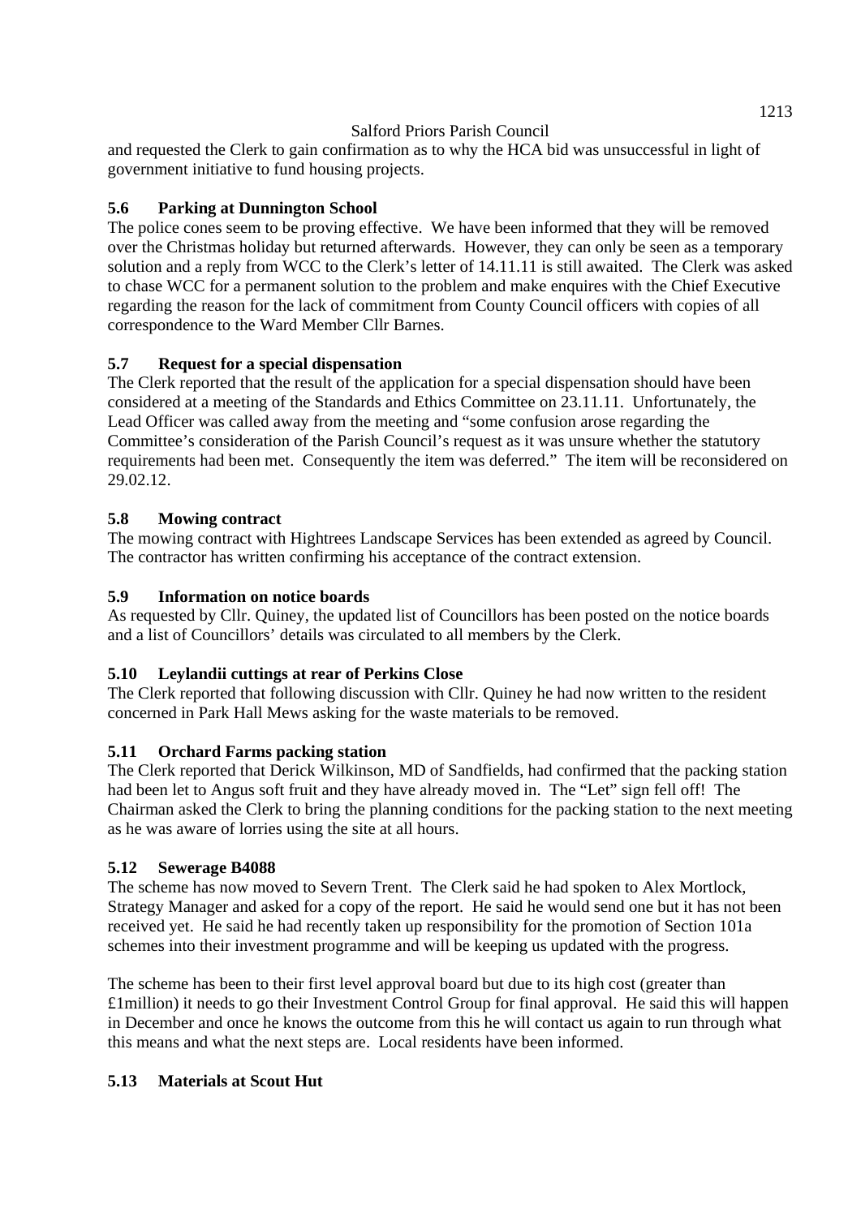and requested the Clerk to gain confirmation as to why the HCA bid was unsuccessful in light of government initiative to fund housing projects.

### 5.6 Parking at Dunnington School

The police cones seem to be proving effective. We have been informed that they will be removed over the Christmas holiday but returned afterwards. However, they can only be seen as a temporary solution and a reply from WCC to the Clerk's letter of 14.11.11 is still awaited. The Clerk was asked to chase WCC for a permanent solution to the problem and make enquires with the Chief Executive regarding the reason for the lack of commitment from County Council officers with copies of all correspondence to the Ward Member Cllr Barnes.

### 5.7 Request for a special dispensation

The Clerk reported that the result of the application for a special dispensation should have been considered at a meeting of the Standards and Ethics Committee on 23.11.11. Unfortunately, the Lead Officer was called away from the meeting and "some confusion arose regarding the Committee's consideration of the Parish Council's request as it was unsure whether the statutory requirements had been met. Consequently the item was deferred." The item will be reconsidered on 29.02.12.

### 5.8 Mowing contract

The mowing contract with Hightrees Landscape Services has been extended as agreed by Council. The contractor has written confirming his acceptance of the contract extension.

### 5.9 Information on notice boards

As requested by Cllr. Quiney, the updated list of Councillors has been posted on the notice boards and a list of Councillors' details was circulated to all members by the Clerk.

### 5.10 Leylandii cuttings at rear of Perkins Close

The Clerk reported that following discussion with Cllr. Quiney he had now written to the resident concerned in Park Hall Mews asking for the waste materials to be removed.

### 5.11 Orchard Farms packing station

The Clerk reported that Derick Wilkinson, MD of Sandfields, had confirmed that the packing station had been let to Angus soft fruit and they have already moved in. The "Let" sign fell off! The Chairman asked the Clerk to bring the planning conditions for the packing station to the next meeting as he was aware of lorries using the site at all hours.

### 5.12 Sewerage B4088

The scheme has now moved to Severn Trent. The Clerk said he had spoken to Alex Mortlock, Strategy Manager and asked for a copy of the report. He said he would send one but it has not been received yet. He said he had recently taken up responsibility for the promotion of Section 101a schemes into their investment programme and will be keeping us updated with the progress.

The scheme has been to their first level approval board but due to its high cost (greater than £1million) it needs to go their Investment Control Group for final approval. He said this will happen in December and once he knows the outcome from this he will contact us again to run through what this means and what the next steps are. Local residents have been informed.

### 5.13 Materials at Scout Hut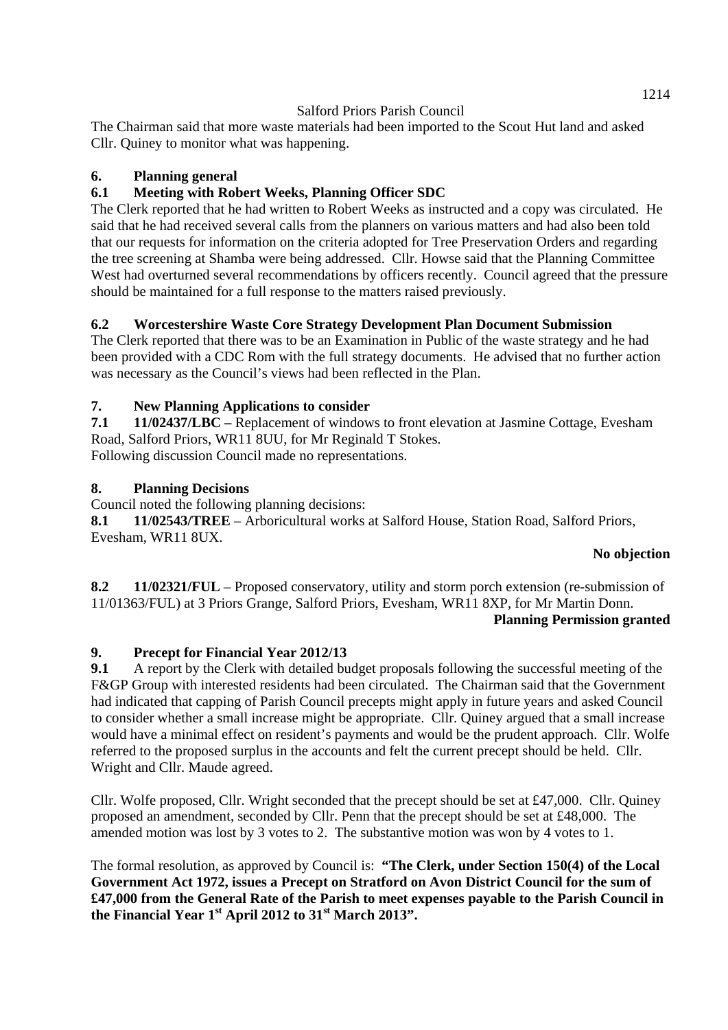The Chairman said that more waste materials had been imported to the Scout Hut land and asked Cllr. Quiney to monitor what was happening.

## 6. Planning general

### 6.1 Meeting with Robert Weeks, Planning Officer SDC

The Clerk reported that he had written to Robert Weeks as instructed and a copy was circulated. He said that he had received several calls from the planners on various matters and had also been told that our requests for information on the criteria adopted for Tree Preservation Orders and regarding the tree screening at Shamba were being addressed. Cllr. Howse said that the Planning Committee West had overturned several recommendations by officers recently. Council agreed that the pressure should be maintained for a full response to the matters raised previously.

### 6.2 Worcestershire Waste Core Strategy Development Plan Document Submission

The Clerk reported that there was to be an Examination in Public of the waste strategy and he had been provided with a CDC Rom with the full strategy documents. He advised that no further action was necessary as the Council's views had been reflected in the Plan.

## 7. New Planning Applications to consider

**7.1 11/02437/LBC –** Replacement of windows to front elevation at Jasmine Cottage, Evesham Road, Salford Priors, WR11 8UU, for Mr Reginald T Stokes.
Following discussion Council made no representations.

## 8. Planning Decisions

Council noted the following planning decisions:

**8.1 11/02543/TREE** – Arboricultural works at Salford House, Station Road, Salford Priors, Evesham, WR11 8UX.

**No objection**

**8.2 11/02321/FUL** – Proposed conservatory, utility and storm porch extension (re-submission of 11/01363/FUL) at 3 Priors Grange, Salford Priors, Evesham, WR11 8XP, for Mr Martin Donn.

**Planning Permission granted**

## 9. Precept for Financial Year 2012/13

**9.1** A report by the Clerk with detailed budget proposals following the successful meeting of the F&GP Group with interested residents had been circulated. The Chairman said that the Government had indicated that capping of Parish Council precepts might apply in future years and asked Council to consider whether a small increase might be appropriate. Cllr. Quiney argued that a small increase would have a minimal effect on resident's payments and would be the prudent approach. Cllr. Wolfe referred to the proposed surplus in the accounts and felt the current precept should be held. Cllr. Wright and Cllr. Maude agreed.

Cllr. Wolfe proposed, Cllr. Wright seconded that the precept should be set at £47,000. Cllr. Quiney proposed an amendment, seconded by Cllr. Penn that the precept should be set at £48,000. The amended motion was lost by 3 votes to 2. The substantive motion was won by 4 votes to 1.

The formal resolution, as approved by Council is: **"The Clerk, under Section 150(4) of the Local Government Act 1972, issues a Precept on Stratford on Avon District Council for the sum of £47,000 from the General Rate of the Parish to meet expenses payable to the Parish Council in the Financial Year 1st April 2012 to 31st March 2013".**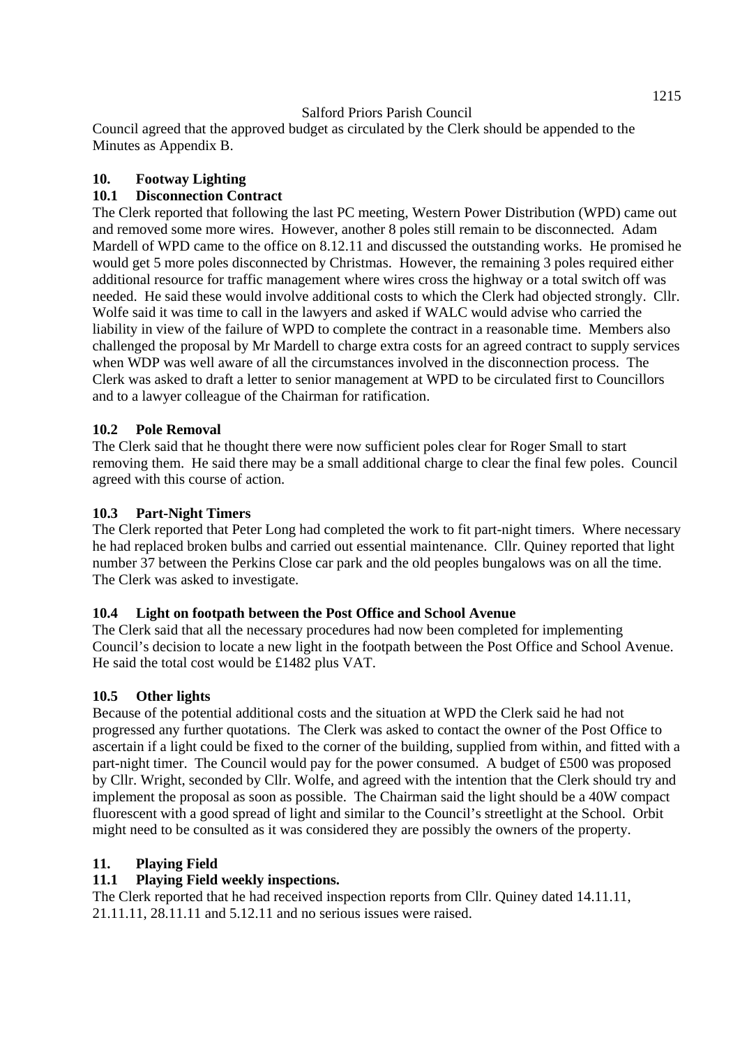Council agreed that the approved budget as circulated by the Clerk should be appended to the Minutes as Appendix B.

## 10. Footway Lighting

### 10.1 Disconnection Contract

The Clerk reported that following the last PC meeting, Western Power Distribution (WPD) came out and removed some more wires. However, another 8 poles still remain to be disconnected. Adam Mardell of WPD came to the office on 8.12.11 and discussed the outstanding works. He promised he would get 5 more poles disconnected by Christmas. However, the remaining 3 poles required either additional resource for traffic management where wires cross the highway or a total switch off was needed. He said these would involve additional costs to which the Clerk had objected strongly. Cllr. Wolfe said it was time to call in the lawyers and asked if WALC would advise who carried the liability in view of the failure of WPD to complete the contract in a reasonable time. Members also challenged the proposal by Mr Mardell to charge extra costs for an agreed contract to supply services when WDP was well aware of all the circumstances involved in the disconnection process. The Clerk was asked to draft a letter to senior management at WPD to be circulated first to Councillors and to a lawyer colleague of the Chairman for ratification.

### 10.2 Pole Removal

The Clerk said that he thought there were now sufficient poles clear for Roger Small to start removing them. He said there may be a small additional charge to clear the final few poles. Council agreed with this course of action.

### 10.3 Part-Night Timers

The Clerk reported that Peter Long had completed the work to fit part-night timers. Where necessary he had replaced broken bulbs and carried out essential maintenance. Cllr. Quiney reported that light number 37 between the Perkins Close car park and the old peoples bungalows was on all the time. The Clerk was asked to investigate.

### 10.4 Light on footpath between the Post Office and School Avenue

The Clerk said that all the necessary procedures had now been completed for implementing Council's decision to locate a new light in the footpath between the Post Office and School Avenue. He said the total cost would be £1482 plus VAT.

### 10.5 Other lights

Because of the potential additional costs and the situation at WPD the Clerk said he had not progressed any further quotations. The Clerk was asked to contact the owner of the Post Office to ascertain if a light could be fixed to the corner of the building, supplied from within, and fitted with a part-night timer. The Council would pay for the power consumed. A budget of £500 was proposed by Cllr. Wright, seconded by Cllr. Wolfe, and agreed with the intention that the Clerk should try and implement the proposal as soon as possible. The Chairman said the light should be a 40W compact fluorescent with a good spread of light and similar to the Council's streetlight at the School. Orbit might need to be consulted as it was considered they are possibly the owners of the property.

## 11. Playing Field

### 11.1 Playing Field weekly inspections.

The Clerk reported that he had received inspection reports from Cllr. Quiney dated 14.11.11, 21.11.11, 28.11.11 and 5.12.11 and no serious issues were raised.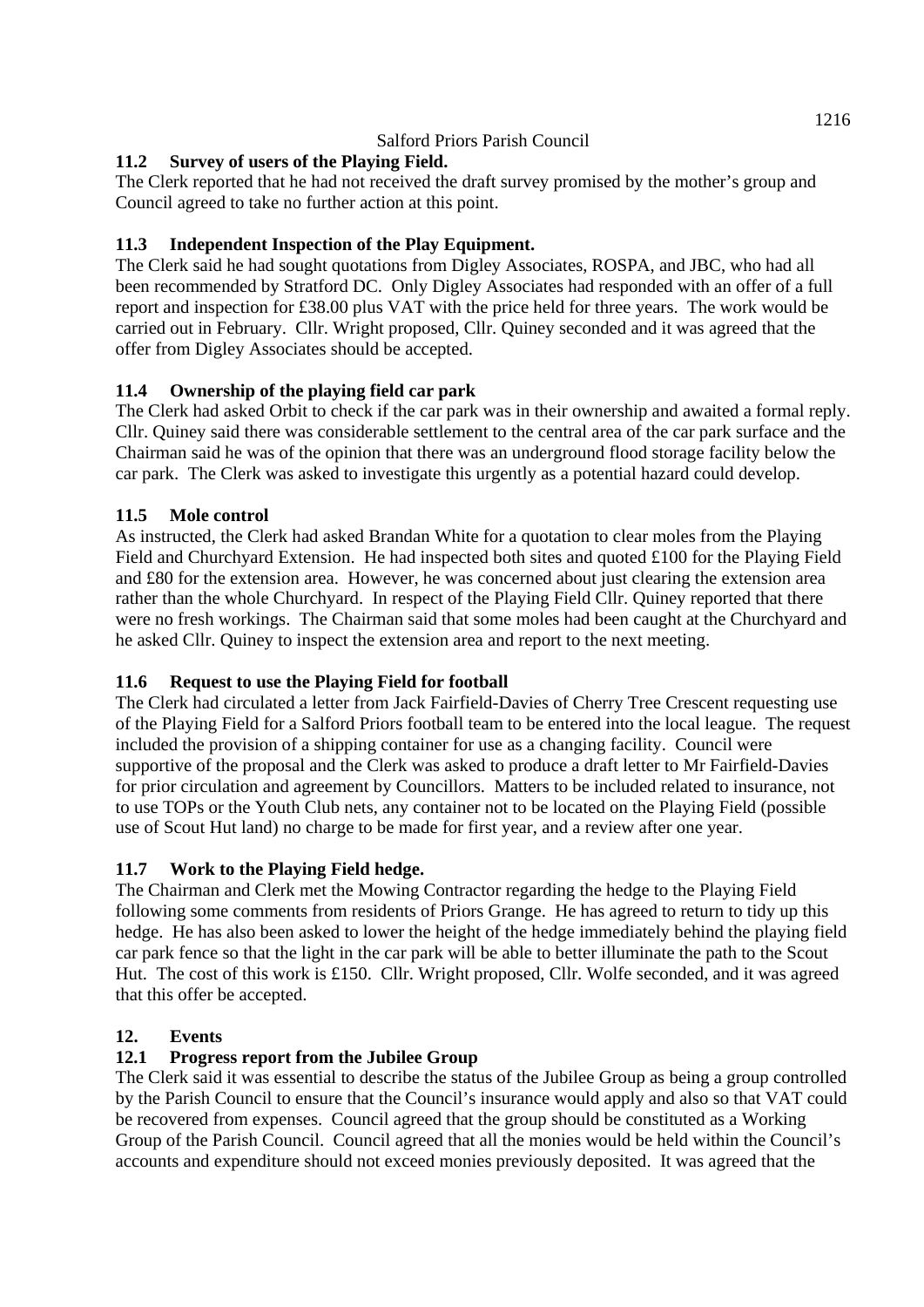### 11.2 Survey of users of the Playing Field.

The Clerk reported that he had not received the draft survey promised by the mother's group and Council agreed to take no further action at this point.

### 11.3 Independent Inspection of the Play Equipment.

The Clerk said he had sought quotations from Digley Associates, ROSPA, and JBC, who had all been recommended by Stratford DC. Only Digley Associates had responded with an offer of a full report and inspection for £38.00 plus VAT with the price held for three years. The work would be carried out in February. Cllr. Wright proposed, Cllr. Quiney seconded and it was agreed that the offer from Digley Associates should be accepted.

### 11.4 Ownership of the playing field car park

The Clerk had asked Orbit to check if the car park was in their ownership and awaited a formal reply. Cllr. Quiney said there was considerable settlement to the central area of the car park surface and the Chairman said he was of the opinion that there was an underground flood storage facility below the car park. The Clerk was asked to investigate this urgently as a potential hazard could develop.

### 11.5 Mole control

As instructed, the Clerk had asked Brandan White for a quotation to clear moles from the Playing Field and Churchyard Extension. He had inspected both sites and quoted £100 for the Playing Field and £80 for the extension area. However, he was concerned about just clearing the extension area rather than the whole Churchyard. In respect of the Playing Field Cllr. Quiney reported that there were no fresh workings. The Chairman said that some moles had been caught at the Churchyard and he asked Cllr. Quiney to inspect the extension area and report to the next meeting.

### 11.6 Request to use the Playing Field for football

The Clerk had circulated a letter from Jack Fairfield-Davies of Cherry Tree Crescent requesting use of the Playing Field for a Salford Priors football team to be entered into the local league. The request included the provision of a shipping container for use as a changing facility. Council were supportive of the proposal and the Clerk was asked to produce a draft letter to Mr Fairfield-Davies for prior circulation and agreement by Councillors. Matters to be included related to insurance, not to use TOPs or the Youth Club nets, any container not to be located on the Playing Field (possible use of Scout Hut land) no charge to be made for first year, and a review after one year.

### 11.7 Work to the Playing Field hedge.

The Chairman and Clerk met the Mowing Contractor regarding the hedge to the Playing Field following some comments from residents of Priors Grange. He has agreed to return to tidy up this hedge. He has also been asked to lower the height of the hedge immediately behind the playing field car park fence so that the light in the car park will be able to better illuminate the path to the Scout Hut. The cost of this work is £150. Cllr. Wright proposed, Cllr. Wolfe seconded, and it was agreed that this offer be accepted.

## 12. Events

### 12.1 Progress report from the Jubilee Group

The Clerk said it was essential to describe the status of the Jubilee Group as being a group controlled by the Parish Council to ensure that the Council's insurance would apply and also so that VAT could be recovered from expenses. Council agreed that the group should be constituted as a Working Group of the Parish Council. Council agreed that all the monies would be held within the Council's accounts and expenditure should not exceed monies previously deposited. It was agreed that the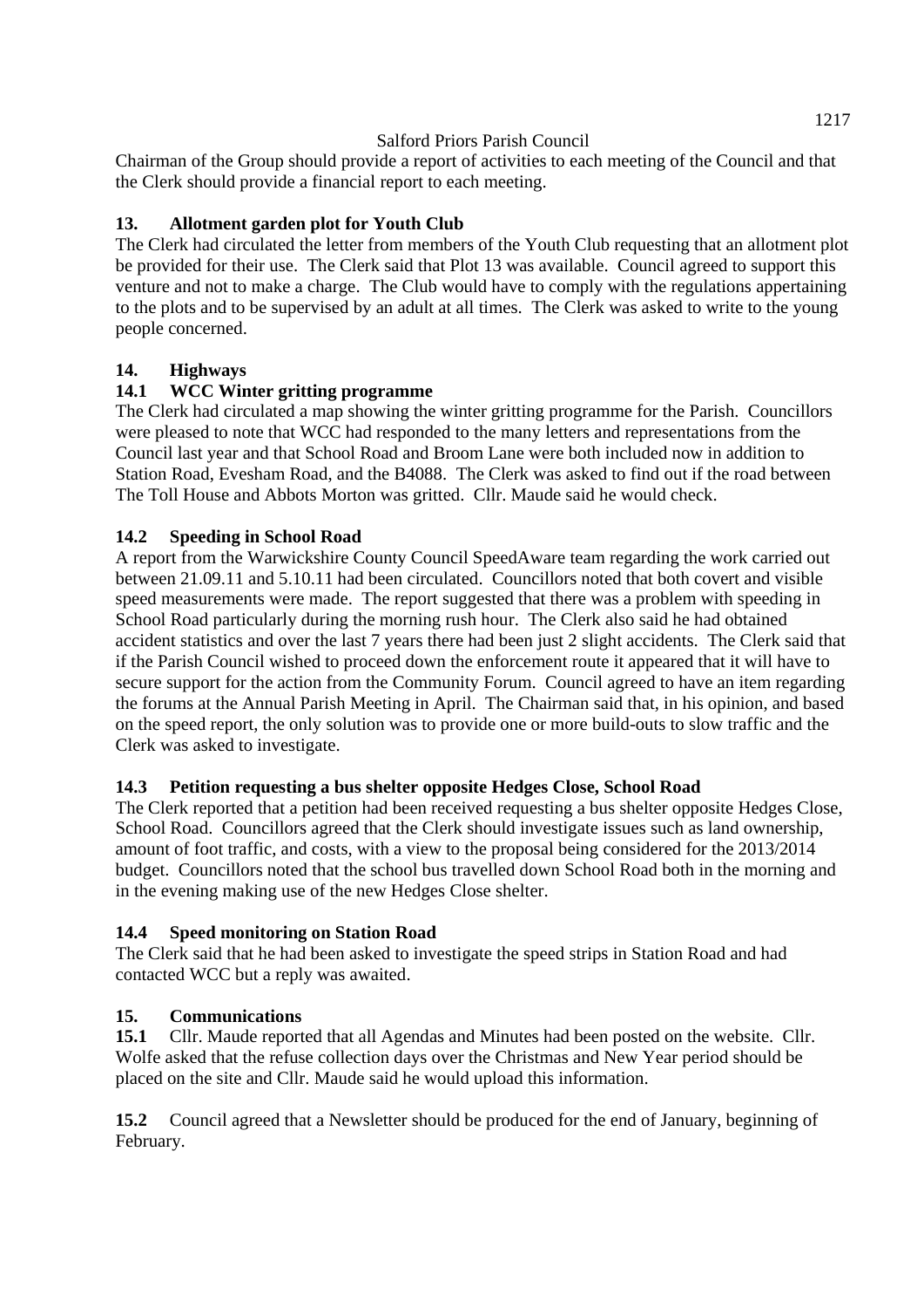Chairman of the Group should provide a report of activities to each meeting of the Council and that the Clerk should provide a financial report to each meeting.

**13. Allotment garden plot for Youth Club**

The Clerk had circulated the letter from members of the Youth Club requesting that an allotment plot be provided for their use. The Clerk said that Plot 13 was available. Council agreed to support this venture and not to make a charge. The Club would have to comply with the regulations appertaining to the plots and to be supervised by an adult at all times. The Clerk was asked to write to the young people concerned.

**14. Highways**

**14.1 WCC Winter gritting programme**

The Clerk had circulated a map showing the winter gritting programme for the Parish. Councillors were pleased to note that WCC had responded to the many letters and representations from the Council last year and that School Road and Broom Lane were both included now in addition to Station Road, Evesham Road, and the B4088. The Clerk was asked to find out if the road between The Toll House and Abbots Morton was gritted. Cllr. Maude said he would check.

**14.2 Speeding in School Road**

A report from the Warwickshire County Council SpeedAware team regarding the work carried out between 21.09.11 and 5.10.11 had been circulated. Councillors noted that both covert and visible speed measurements were made. The report suggested that there was a problem with speeding in School Road particularly during the morning rush hour. The Clerk also said he had obtained accident statistics and over the last 7 years there had been just 2 slight accidents. The Clerk said that if the Parish Council wished to proceed down the enforcement route it appeared that it will have to secure support for the action from the Community Forum. Council agreed to have an item regarding the forums at the Annual Parish Meeting in April. The Chairman said that, in his opinion, and based on the speed report, the only solution was to provide one or more build-outs to slow traffic and the Clerk was asked to investigate.

**14.3 Petition requesting a bus shelter opposite Hedges Close, School Road**

The Clerk reported that a petition had been received requesting a bus shelter opposite Hedges Close, School Road. Councillors agreed that the Clerk should investigate issues such as land ownership, amount of foot traffic, and costs, with a view to the proposal being considered for the 2013/2014 budget. Councillors noted that the school bus travelled down School Road both in the morning and in the evening making use of the new Hedges Close shelter.

**14.4 Speed monitoring on Station Road**

The Clerk said that he had been asked to investigate the speed strips in Station Road and had contacted WCC but a reply was awaited.

**15. Communications**

**15.1** Cllr. Maude reported that all Agendas and Minutes had been posted on the website. Cllr. Wolfe asked that the refuse collection days over the Christmas and New Year period should be placed on the site and Cllr. Maude said he would upload this information.

**15.2** Council agreed that a Newsletter should be produced for the end of January, beginning of February.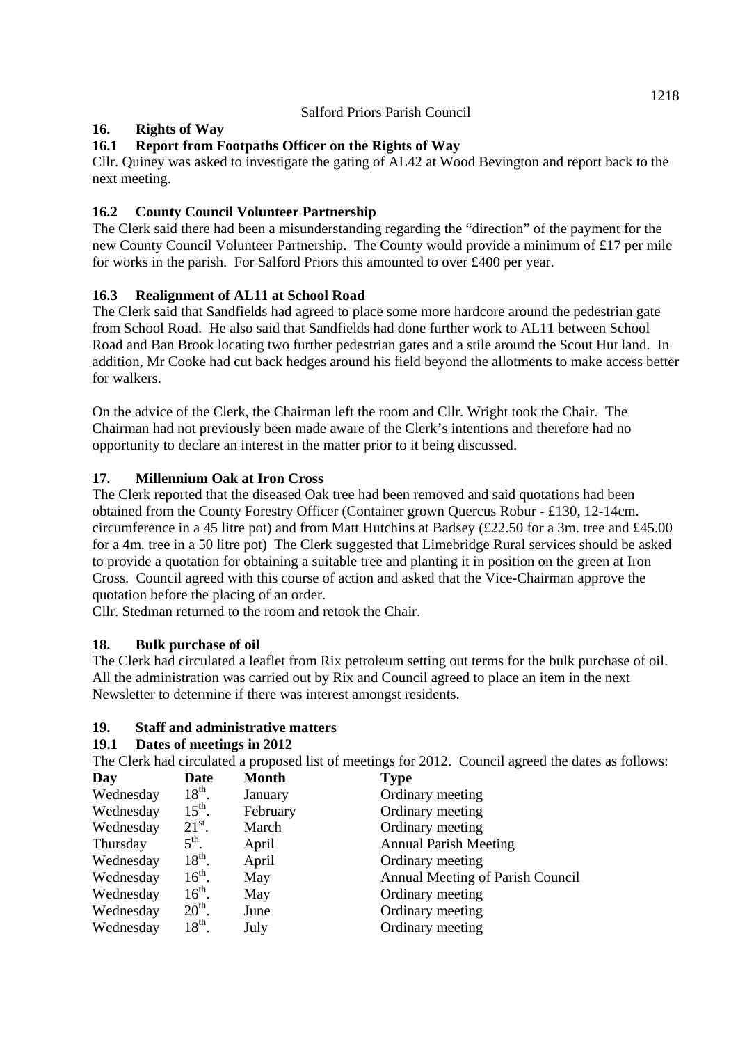Salford Priors Parish Council

### 16. Rights of Way

### 16.1 Report from Footpaths Officer on the Rights of Way

Cllr. Quiney was asked to investigate the gating of AL42 at Wood Bevington and report back to the next meeting.

### 16.2 County Council Volunteer Partnership

The Clerk said there had been a misunderstanding regarding the "direction" of the payment for the new County Council Volunteer Partnership. The County would provide a minimum of £17 per mile for works in the parish. For Salford Priors this amounted to over £400 per year.

### 16.3 Realignment of AL11 at School Road

The Clerk said that Sandfields had agreed to place some more hardcore around the pedestrian gate from School Road. He also said that Sandfields had done further work to AL11 between School Road and Ban Brook locating two further pedestrian gates and a stile around the Scout Hut land. In addition, Mr Cooke had cut back hedges around his field beyond the allotments to make access better for walkers.

On the advice of the Clerk, the Chairman left the room and Cllr. Wright took the Chair. The Chairman had not previously been made aware of the Clerk's intentions and therefore had no opportunity to declare an interest in the matter prior to it being discussed.

### 17. Millennium Oak at Iron Cross

The Clerk reported that the diseased Oak tree had been removed and said quotations had been obtained from the County Forestry Officer (Container grown Quercus Robur - £130, 12-14cm. circumference in a 45 litre pot) and from Matt Hutchins at Badsey (£22.50 for a 3m. tree and £45.00 for a 4m. tree in a 50 litre pot) The Clerk suggested that Limebridge Rural services should be asked to provide a quotation for obtaining a suitable tree and planting it in position on the green at Iron Cross. Council agreed with this course of action and asked that the Vice-Chairman approve the quotation before the placing of an order.

Cllr. Stedman returned to the room and retook the Chair.

### 18. Bulk purchase of oil

The Clerk had circulated a leaflet from Rix petroleum setting out terms for the bulk purchase of oil. All the administration was carried out by Rix and Council agreed to place an item in the next Newsletter to determine if there was interest amongst residents.

### 19. Staff and administrative matters

### 19.1 Dates of meetings in 2012

The Clerk had circulated a proposed list of meetings for 2012. Council agreed the dates as follows:

| Day | Date | Month | Type |
|---|---|---|---|
| Wednesday | 18th. | January | Ordinary meeting |
| Wednesday | 15th. | February | Ordinary meeting |
| Wednesday | 21st. | March | Ordinary meeting |
| Thursday | 5th. | April | Annual Parish Meeting |
| Wednesday | 18th. | April | Ordinary meeting |
| Wednesday | 16th. | May | Annual Meeting of Parish Council |
| Wednesday | 16th. | May | Ordinary meeting |
| Wednesday | 20th. | June | Ordinary meeting |
| Wednesday | 18th. | July | Ordinary meeting |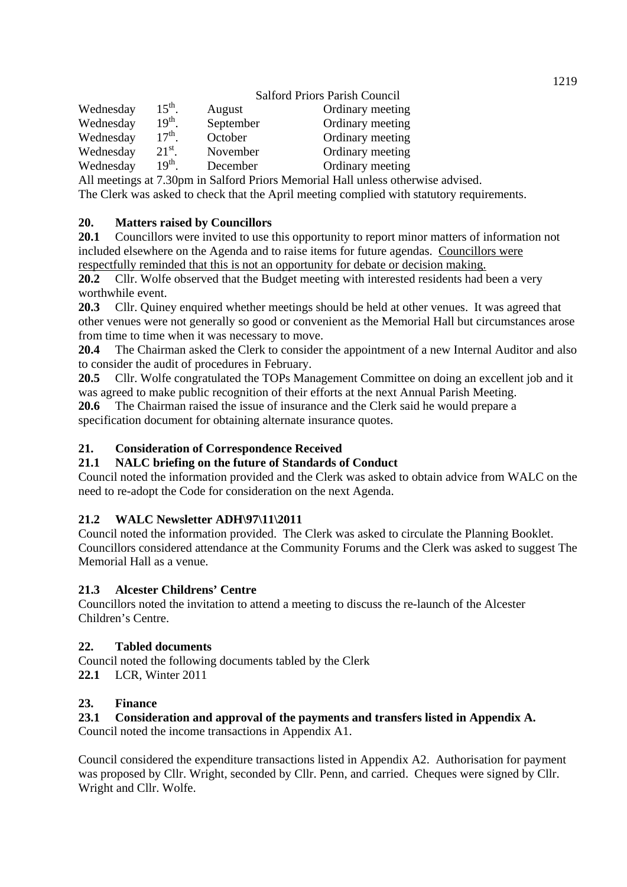Salford Priors Parish Council

| | | | |
|---|---|---|---|
| Wednesday | 15th. | August | Ordinary meeting |
| Wednesday | 19th. | September | Ordinary meeting |
| Wednesday | 17th. | October | Ordinary meeting |
| Wednesday | 21st. | November | Ordinary meeting |
| Wednesday | 19th. | December | Ordinary meeting |

All meetings at 7.30pm in Salford Priors Memorial Hall unless otherwise advised.

The Clerk was asked to check that the April meeting complied with statutory requirements.

### 20. Matters raised by Councillors

**20.1** Councillors were invited to use this opportunity to report minor matters of information not included elsewhere on the Agenda and to raise items for future agendas. Councillors were respectfully reminded that this is not an opportunity for debate or decision making.

**20.2** Cllr. Wolfe observed that the Budget meeting with interested residents had been a very worthwhile event.

**20.3** Cllr. Quiney enquired whether meetings should be held at other venues. It was agreed that other venues were not generally so good or convenient as the Memorial Hall but circumstances arose from time to time when it was necessary to move.

**20.4** The Chairman asked the Clerk to consider the appointment of a new Internal Auditor and also to consider the audit of procedures in February.

**20.5** Cllr. Wolfe congratulated the TOPs Management Committee on doing an excellent job and it was agreed to make public recognition of their efforts at the next Annual Parish Meeting.

**20.6** The Chairman raised the issue of insurance and the Clerk said he would prepare a specification document for obtaining alternate insurance quotes.

### 21. Consideration of Correspondence Received

**21.1 NALC briefing on the future of Standards of Conduct**

Council noted the information provided and the Clerk was asked to obtain advice from WALC on the need to re-adopt the Code for consideration on the next Agenda.

**21.2 WALC Newsletter ADH\97\11\2011**

Council noted the information provided. The Clerk was asked to circulate the Planning Booklet. Councillors considered attendance at the Community Forums and the Clerk was asked to suggest The Memorial Hall as a venue.

**21.3 Alcester Childrens' Centre**

Councillors noted the invitation to attend a meeting to discuss the re-launch of the Alcester Children's Centre.

### 22. Tabled documents

Council noted the following documents tabled by the Clerk

**22.1** LCR, Winter 2011

### 23. Finance

**23.1 Consideration and approval of the payments and transfers listed in Appendix A.**

Council noted the income transactions in Appendix A1.

Council considered the expenditure transactions listed in Appendix A2. Authorisation for payment was proposed by Cllr. Wright, seconded by Cllr. Penn, and carried. Cheques were signed by Cllr. Wright and Cllr. Wolfe.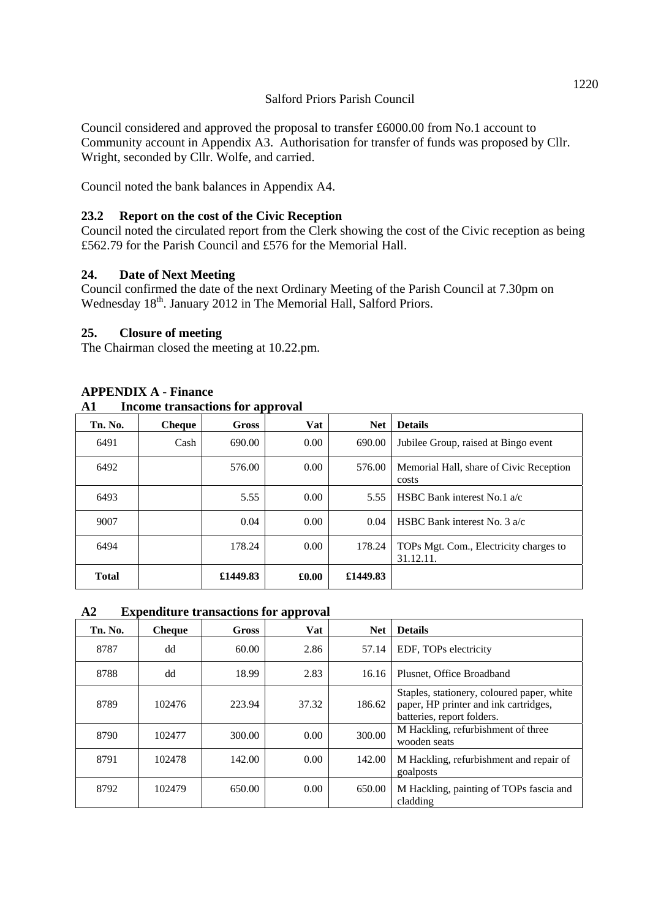Salford Priors Parish Council

Council considered and approved the proposal to transfer £6000.00 from No.1 account to Community account in Appendix A3. Authorisation for transfer of funds was proposed by Cllr. Wright, seconded by Cllr. Wolfe, and carried.

Council noted the bank balances in Appendix A4.

### 23.2 Report on the cost of the Civic Reception

Council noted the circulated report from the Clerk showing the cost of the Civic reception as being £562.79 for the Parish Council and £576 for the Memorial Hall.

### 24. Date of Next Meeting

Council confirmed the date of the next Ordinary Meeting of the Parish Council at 7.30pm on Wednesday 18th. January 2012 in The Memorial Hall, Salford Priors.

### 25. Closure of meeting

The Chairman closed the meeting at 10.22.pm.

## APPENDIX A - Finance

### A1 Income transactions for approval

| Tn. No. | Cheque | Gross | Vat | Net | Details |
|---|---|---|---|---|---|
| 6491 | Cash | 690.00 | 0.00 | 690.00 | Jubilee Group, raised at Bingo event |
| 6492 | | 576.00 | 0.00 | 576.00 | Memorial Hall, share of Civic Reception costs |
| 6493 | | 5.55 | 0.00 | 5.55 | HSBC Bank interest No.1 a/c |
| 9007 | | 0.04 | 0.00 | 0.04 | HSBC Bank interest No. 3 a/c |
| 6494 | | 178.24 | 0.00 | 178.24 | TOPs Mgt. Com., Electricity charges to 31.12.11. |
| **Total** | | **£1449.83** | **£0.00** | **£1449.83** | |

### A2 Expenditure transactions for approval

| Tn. No. | Cheque | Gross | Vat | Net | Details |
|---|---|---|---|---|---|
| 8787 | dd | 60.00 | 2.86 | 57.14 | EDF, TOPs electricity |
| 8788 | dd | 18.99 | 2.83 | 16.16 | Plusnet, Office Broadband |
| 8789 | 102476 | 223.94 | 37.32 | 186.62 | Staples, stationery, coloured paper, white paper, HP printer and ink cartridges, batteries, report folders. |
| 8790 | 102477 | 300.00 | 0.00 | 300.00 | M Hackling, refurbishment of three wooden seats |
| 8791 | 102478 | 142.00 | 0.00 | 142.00 | M Hackling, refurbishment and repair of goalposts |
| 8792 | 102479 | 650.00 | 0.00 | 650.00 | M Hackling, painting of TOPs fascia and cladding |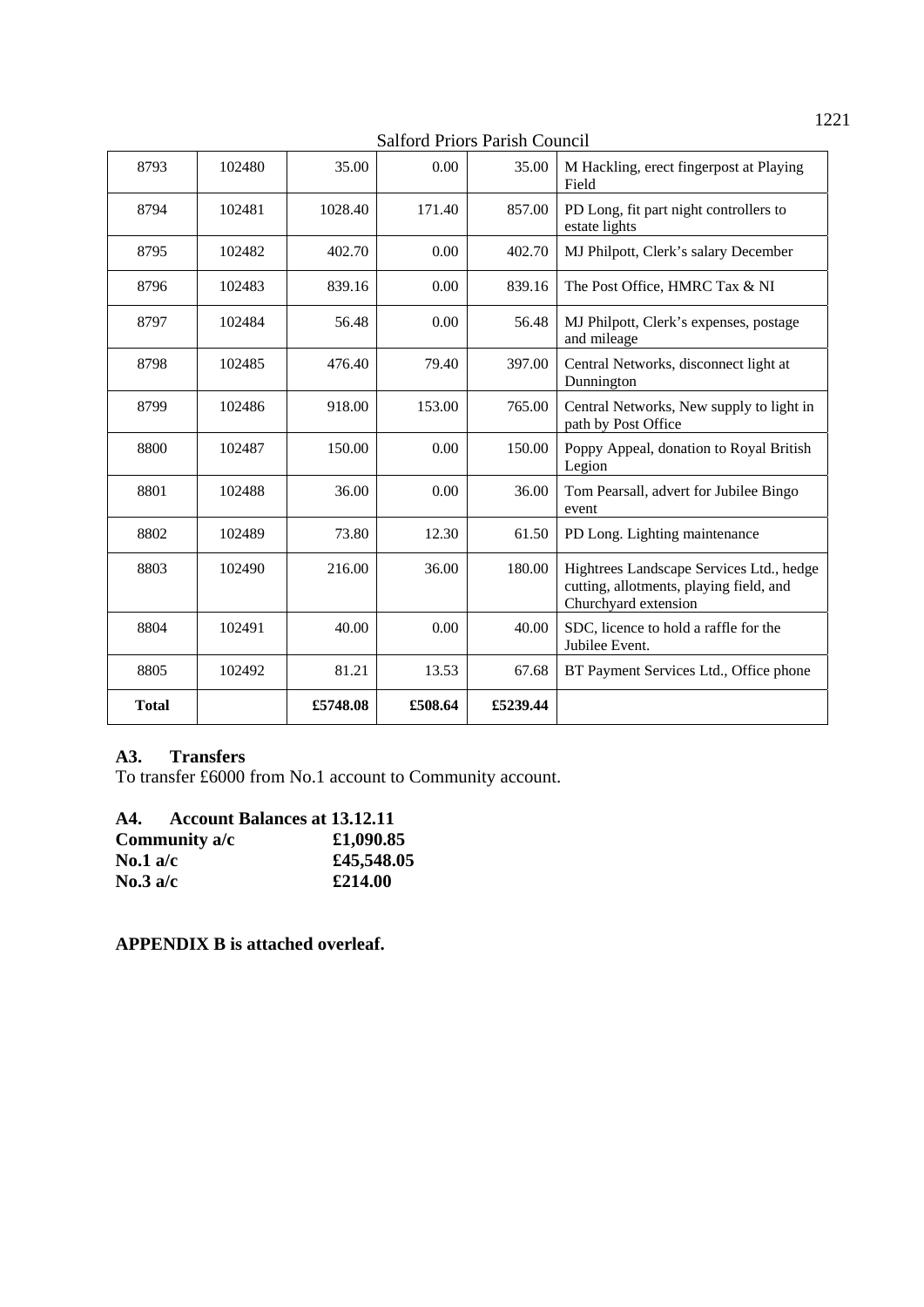Salford Priors Parish Council

| 8793 | 102480 | 35.00 | 0.00 | 35.00 | M Hackling, erect fingerpost at Playing Field |
|---|---|---|---|---|---|
| 8794 | 102481 | 1028.40 | 171.40 | 857.00 | PD Long, fit part night controllers to estate lights |
| 8795 | 102482 | 402.70 | 0.00 | 402.70 | MJ Philpott, Clerk's salary December |
| 8796 | 102483 | 839.16 | 0.00 | 839.16 | The Post Office, HMRC Tax & NI |
| 8797 | 102484 | 56.48 | 0.00 | 56.48 | MJ Philpott, Clerk's expenses, postage and mileage |
| 8798 | 102485 | 476.40 | 79.40 | 397.00 | Central Networks, disconnect light at Dunnington |
| 8799 | 102486 | 918.00 | 153.00 | 765.00 | Central Networks, New supply to light in path by Post Office |
| 8800 | 102487 | 150.00 | 0.00 | 150.00 | Poppy Appeal, donation to Royal British Legion |
| 8801 | 102488 | 36.00 | 0.00 | 36.00 | Tom Pearsall, advert for Jubilee Bingo event |
| 8802 | 102489 | 73.80 | 12.30 | 61.50 | PD Long. Lighting maintenance |
| 8803 | 102490 | 216.00 | 36.00 | 180.00 | Hightrees Landscape Services Ltd., hedge cutting, allotments, playing field, and Churchyard extension |
| 8804 | 102491 | 40.00 | 0.00 | 40.00 | SDC, licence to hold a raffle for the Jubilee Event. |
| 8805 | 102492 | 81.21 | 13.53 | 67.68 | BT Payment Services Ltd., Office phone |
| **Total** | | **£5748.08** | **£508.64** | **£5239.44** | |

### A3. Transfers

To transfer £6000 from No.1 account to Community account.

### A4. Account Balances at 13.12.11

**Community a/c** **£1,090.85**
**No.1 a/c** **£45,548.05**
**No.3 a/c** **£214.00**

**APPENDIX B is attached overleaf.**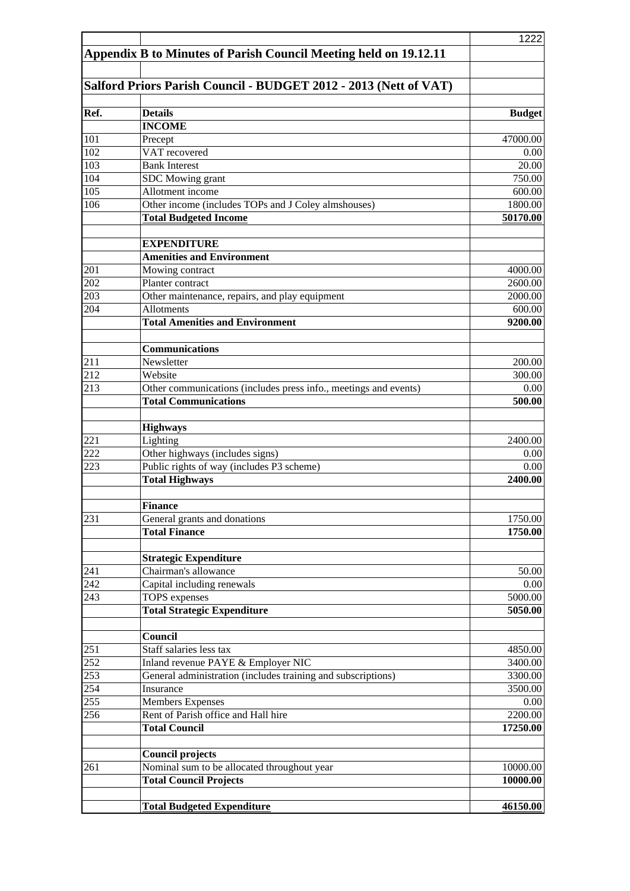| | | 1222 |
|---|---|---|
| | **Appendix B to Minutes of Parish Council Meeting held on 19.12.11** | |
| | | |
| | **Salford Priors Parish Council - BUDGET 2012 - 2013 (Nett of VAT)** | |
| | | |
| **Ref.** | **Details** | **Budget** |
| | **INCOME** | |
| 101 | Precept | 47000.00 |
| 102 | VAT recovered | 0.00 |
| 103 | Bank Interest | 20.00 |
| 104 | SDC Mowing grant | 750.00 |
| 105 | Allotment income | 600.00 |
| 106 | Other income (includes TOPs and J Coley almshouses) | 1800.00 |
| | **Total Budgeted Income** | **50170.00** |
| | | |
| | **EXPENDITURE** | |
| | **Amenities and Environment** | |
| 201 | Mowing contract | 4000.00 |
| 202 | Planter contract | 2600.00 |
| 203 | Other maintenance, repairs, and play equipment | 2000.00 |
| 204 | Allotments | 600.00 |
| | **Total Amenities and Environment** | **9200.00** |
| | | |
| | **Communications** | |
| 211 | Newsletter | 200.00 |
| 212 | Website | 300.00 |
| 213 | Other communications (includes press info., meetings and events) | 0.00 |
| | **Total Communications** | **500.00** |
| | | |
| | **Highways** | |
| 221 | Lighting | 2400.00 |
| 222 | Other highways (includes signs) | 0.00 |
| 223 | Public rights of way (includes P3 scheme) | 0.00 |
| | **Total Highways** | **2400.00** |
| | | |
| | **Finance** | |
| 231 | General grants and donations | 1750.00 |
| | **Total Finance** | **1750.00** |
| | | |
| | **Strategic Expenditure** | |
| 241 | Chairman's allowance | 50.00 |
| 242 | Capital including renewals | 0.00 |
| 243 | TOPS expenses | 5000.00 |
| | **Total Strategic Expenditure** | **5050.00** |
| | | |
| | **Council** | |
| 251 | Staff salaries less tax | 4850.00 |
| 252 | Inland revenue PAYE & Employer NIC | 3400.00 |
| 253 | General administration (includes training and subscriptions) | 3300.00 |
| 254 | Insurance | 3500.00 |
| 255 | Members Expenses | 0.00 |
| 256 | Rent of Parish office and Hall hire | 2200.00 |
| | **Total Council** | **17250.00** |
| | | |
| | **Council projects** | |
| 261 | Nominal sum to be allocated throughout year | 10000.00 |
| | **Total Council Projects** | **10000.00** |
| | | |
| | **Total Budgeted Expenditure** | **46150.00** |